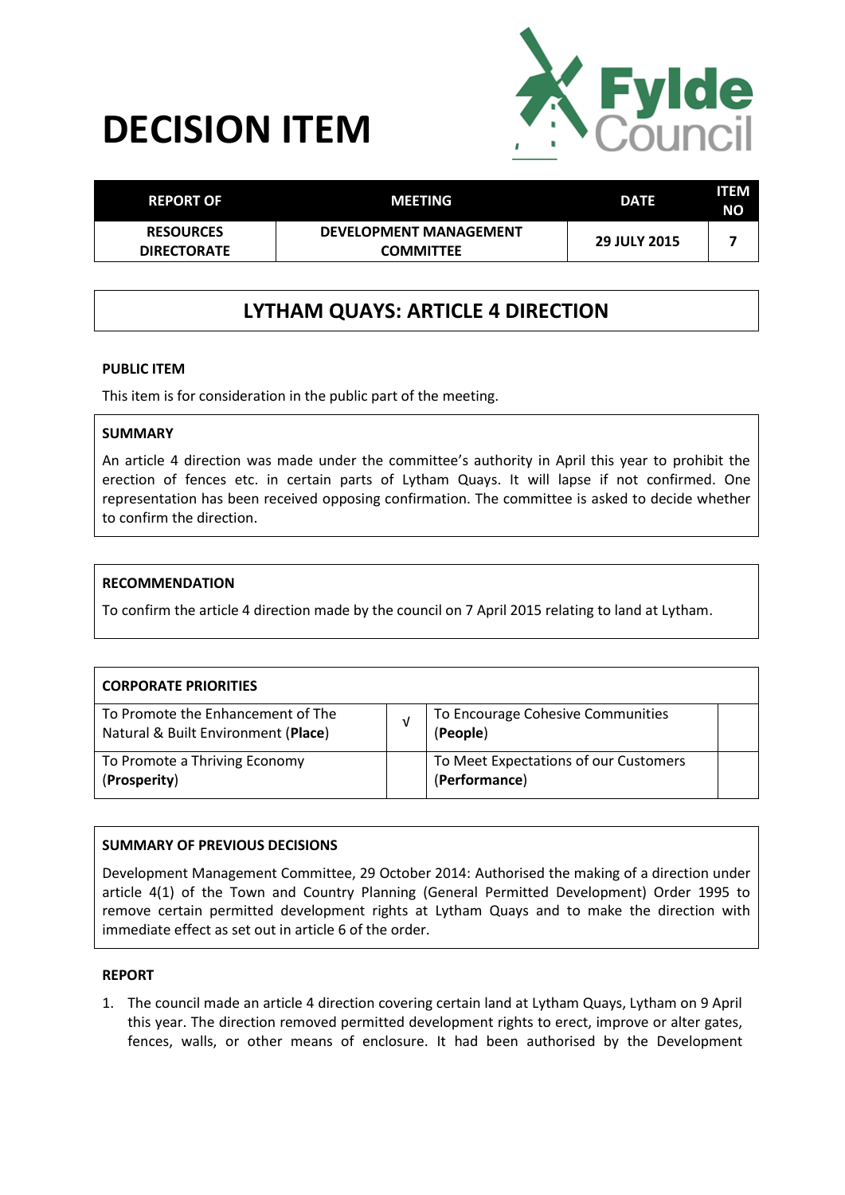# DECISION ITEM

| REPORT OF | MEETING | DATE | ITEM NO |
|---|---|---|---|
| RESOURCES DIRECTORATE | DEVELOPMENT MANAGEMENT COMMITTEE | 29 JULY 2015 | 7 |

## LYTHAM QUAYS: ARTICLE 4 DIRECTION

**PUBLIC ITEM**

This item is for consideration in the public part of the meeting.

**SUMMARY**

An article 4 direction was made under the committee's authority in April this year to prohibit the erection of fences etc. in certain parts of Lytham Quays. It will lapse if not confirmed. One representation has been received opposing confirmation. The committee is asked to decide whether to confirm the direction.

**RECOMMENDATION**

To confirm the article 4 direction made by the council on 7 April 2015 relating to land at Lytham.

| CORPORATE PRIORITIES | | | |
|---|---|---|---|
| To Promote the Enhancement of The Natural & Built Environment (**Place**) | √ | To Encourage Cohesive Communities (**People**) | |
| To Promote a Thriving Economy (**Prosperity**) | | To Meet Expectations of our Customers (**Performance**) | |

**SUMMARY OF PREVIOUS DECISIONS**

Development Management Committee, 29 October 2014: Authorised the making of a direction under article 4(1) of the Town and Country Planning (General Permitted Development) Order 1995 to remove certain permitted development rights at Lytham Quays and to make the direction with immediate effect as set out in article 6 of the order.

**REPORT**

1. The council made an article 4 direction covering certain land at Lytham Quays, Lytham on 9 April this year. The direction removed permitted development rights to erect, improve or alter gates, fences, walls, or other means of enclosure. It had been authorised by the Development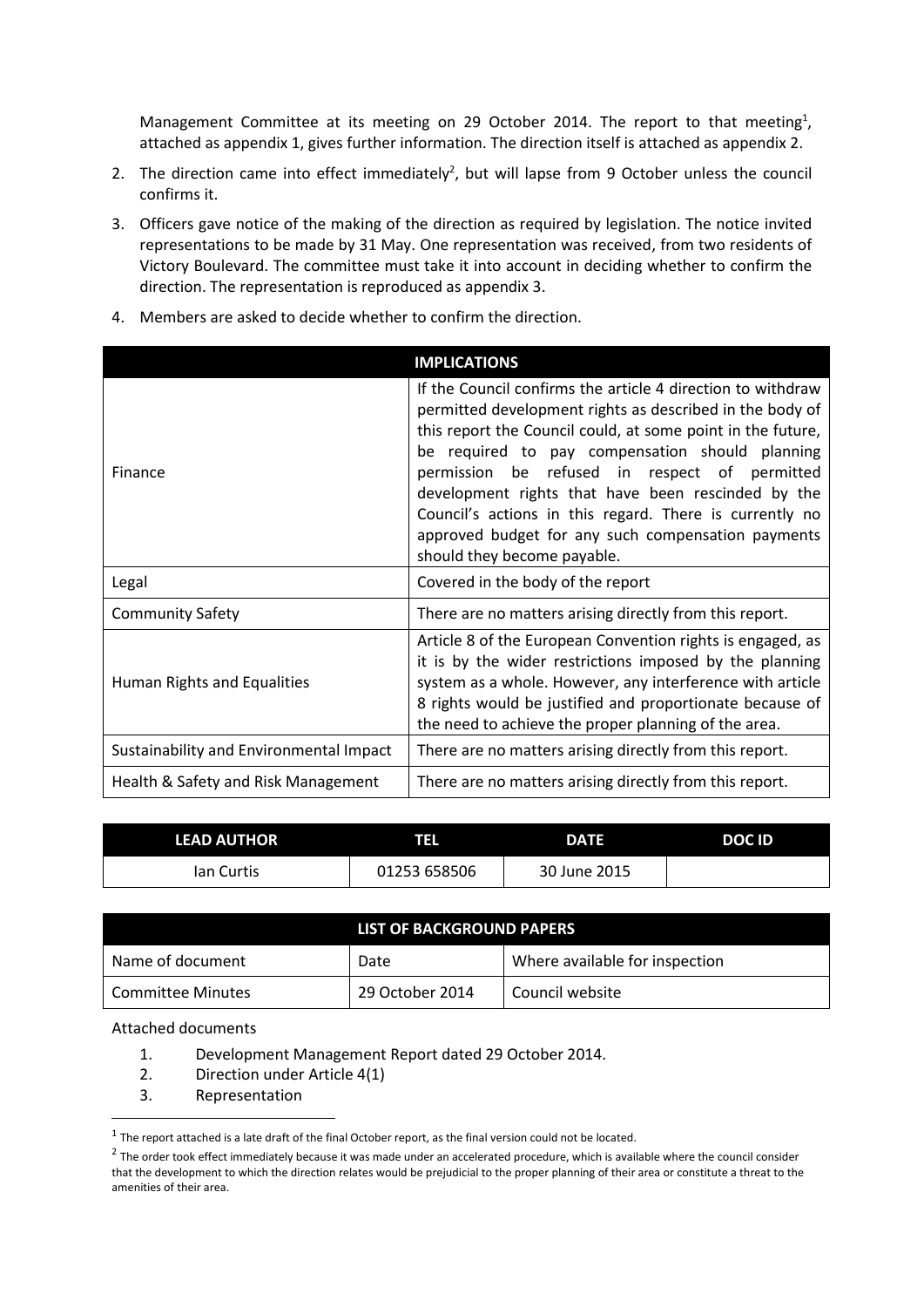Management Committee at its meeting on 29 October 2014. The report to that meeting[1], attached as appendix 1, gives further information. The direction itself is attached as appendix 2.

2. The direction came into effect immediately[2], but will lapse from 9 October unless the council confirms it.
3. Officers gave notice of the making of the direction as required by legislation. The notice invited representations to be made by 31 May. One representation was received, from two residents of Victory Boulevard. The committee must take it into account in deciding whether to confirm the direction. The representation is reproduced as appendix 3.
4. Members are asked to decide whether to confirm the direction.

| IMPLICATIONS | |
|---|---|
| Finance | If the Council confirms the article 4 direction to withdraw permitted development rights as described in the body of this report the Council could, at some point in the future, be required to pay compensation should planning permission be refused in respect of permitted development rights that have been rescinded by the Council's actions in this regard. There is currently no approved budget for any such compensation payments should they become payable. |
| Legal | Covered in the body of the report |
| Community Safety | There are no matters arising directly from this report. |
| Human Rights and Equalities | Article 8 of the European Convention rights is engaged, as it is by the wider restrictions imposed by the planning system as a whole. However, any interference with article 8 rights would be justified and proportionate because of the need to achieve the proper planning of the area. |
| Sustainability and Environmental Impact | There are no matters arising directly from this report. |
| Health & Safety and Risk Management | There are no matters arising directly from this report. |

| LEAD AUTHOR | TEL | DATE | DOC ID |
|---|---|---|---|
| Ian Curtis | 01253 658506 | 30 June 2015 | |

| LIST OF BACKGROUND PAPERS | | |
|---|---|---|
| Name of document | Date | Where available for inspection |
| Committee Minutes | 29 October 2014 | Council website |

Attached documents

1. Development Management Report dated 29 October 2014.
2. Direction under Article 4(1)
3. Representation

[1] The report attached is a late draft of the final October report, as the final version could not be located.

[2] The order took effect immediately because it was made under an accelerated procedure, which is available where the council consider that the development to which the direction relates would be prejudicial to the proper planning of their area or constitute a threat to the amenities of their area.